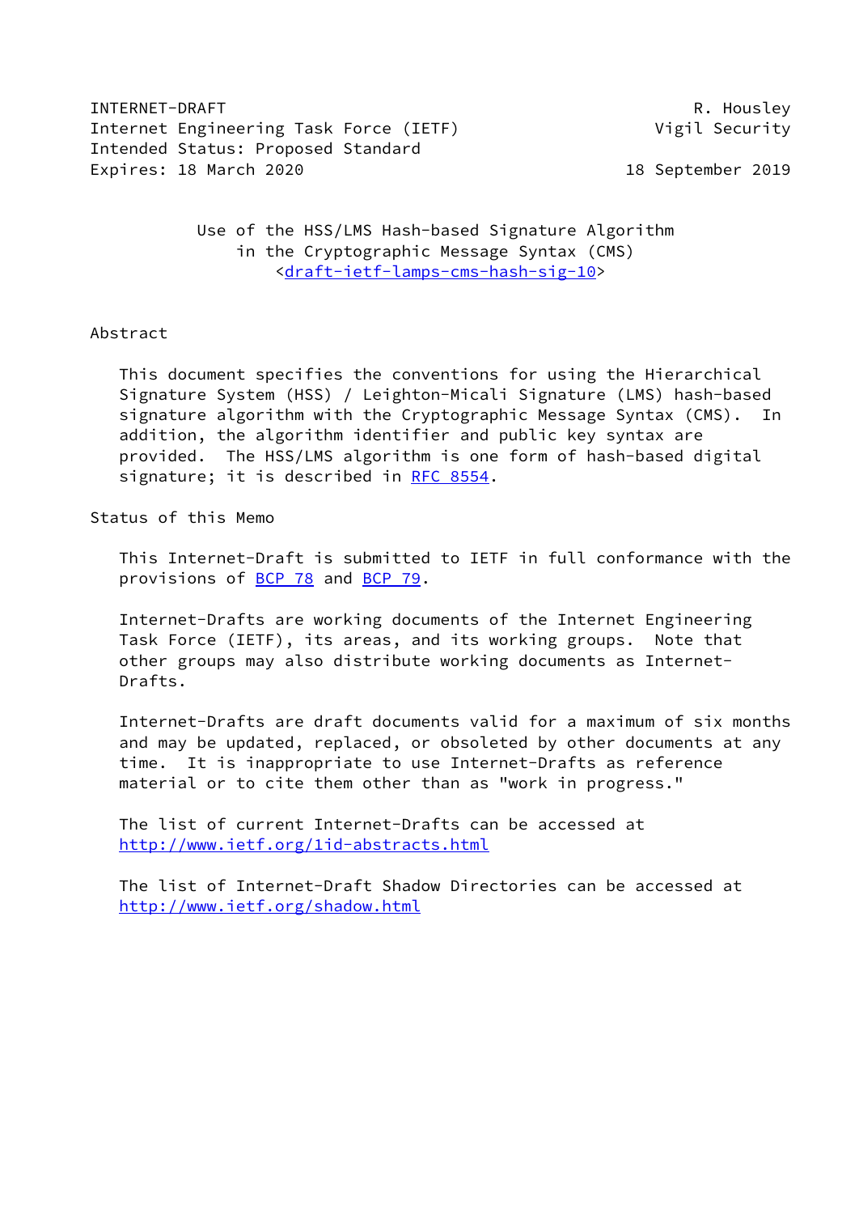INTERNET-DRAFT R. Housley
Internet Engineering Task Force (IETF) Vigil Security
Intended Status: Proposed Standard
Expires: 18 March 2020 18 September 2019

# Use of the HSS/LMS Hash-based Signature Algorithm in the Cryptographic Message Syntax (CMS)

<draft-ietf-lamps-cms-hash-sig-10>

## Abstract

This document specifies the conventions for using the Hierarchical Signature System (HSS) / Leighton-Micali Signature (LMS) hash-based signature algorithm with the Cryptographic Message Syntax (CMS). In addition, the algorithm identifier and public key syntax are provided. The HSS/LMS algorithm is one form of hash-based digital signature; it is described in RFC 8554.

## Status of this Memo

This Internet-Draft is submitted to IETF in full conformance with the provisions of BCP 78 and BCP 79.

Internet-Drafts are working documents of the Internet Engineering Task Force (IETF), its areas, and its working groups. Note that other groups may also distribute working documents as Internet-Drafts.

Internet-Drafts are draft documents valid for a maximum of six months and may be updated, replaced, or obsoleted by other documents at any time. It is inappropriate to use Internet-Drafts as reference material or to cite them other than as "work in progress."

The list of current Internet-Drafts can be accessed at
http://www.ietf.org/1id-abstracts.html

The list of Internet-Draft Shadow Directories can be accessed at
http://www.ietf.org/shadow.html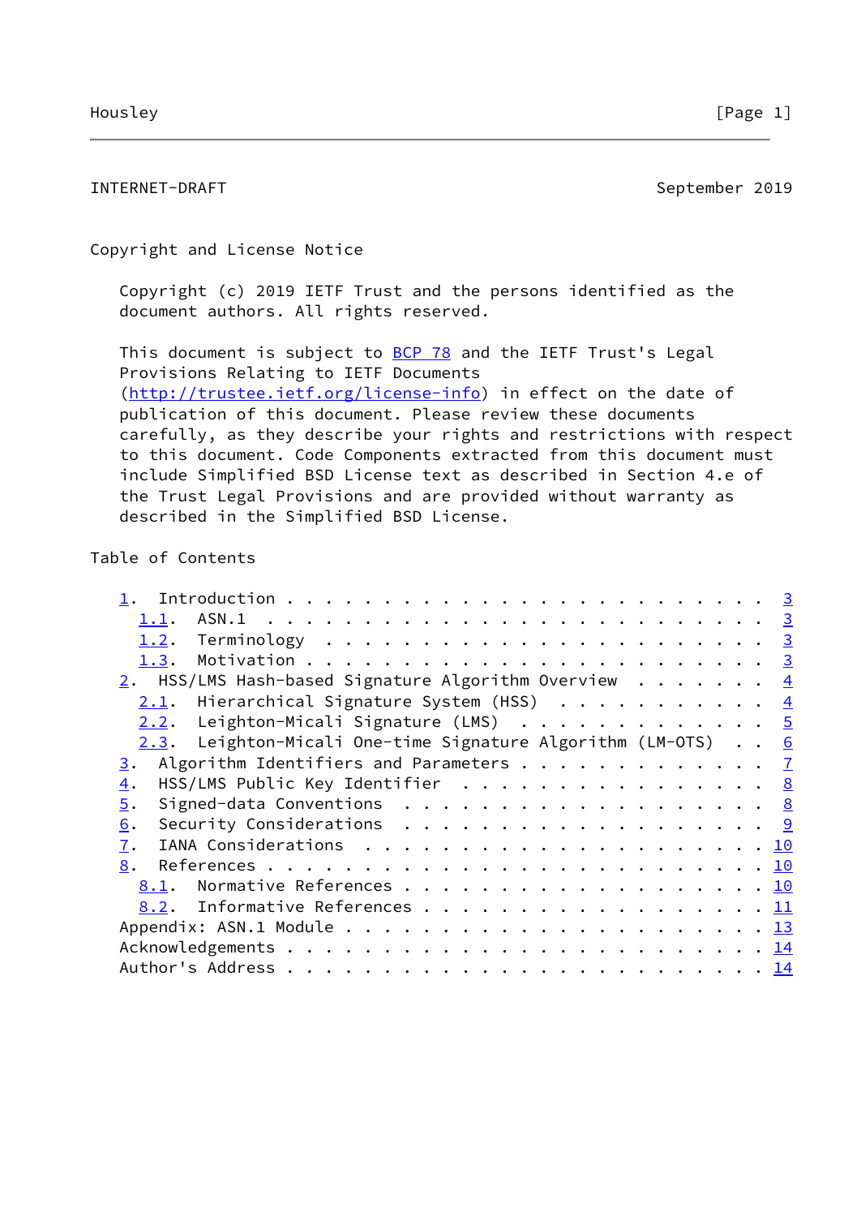Copyright and License Notice

Copyright (c) 2019 IETF Trust and the persons identified as the document authors. All rights reserved.

This document is subject to BCP 78 and the IETF Trust's Legal Provisions Relating to IETF Documents (http://trustee.ietf.org/license-info) in effect on the date of publication of this document. Please review these documents carefully, as they describe your rights and restrictions with respect to this document. Code Components extracted from this document must include Simplified BSD License text as described in Section 4.e of the Trust Legal Provisions and are provided without warranty as described in the Simplified BSD License.

Table of Contents

```
1.  Introduction . . . . . . . . . . . . . . . . . . . . . . . .   3
  1.1.  ASN.1  . . . . . . . . . . . . . . . . . . . . . . . . .   3
  1.2.  Terminology  . . . . . . . . . . . . . . . . . . . . . .   3
  1.3.  Motivation . . . . . . . . . . . . . . . . . . . . . . .   3
2.  HSS/LMS Hash-based Signature Algorithm Overview  . . . . . . .   4
  2.1.  Hierarchical Signature System (HSS)  . . . . . . . . . .   4
  2.2.  Leighton-Micali Signature (LMS)  . . . . . . . . . . . .   5
  2.3.  Leighton-Micali One-time Signature Algorithm (LM-OTS)  . .   6
3.  Algorithm Identifiers and Parameters . . . . . . . . . . . .   7
4.  HSS/LMS Public Key Identifier  . . . . . . . . . . . . . . .   8
5.  Signed-data Conventions  . . . . . . . . . . . . . . . . . .   8
6.  Security Considerations  . . . . . . . . . . . . . . . . . .   9
7.  IANA Considerations  . . . . . . . . . . . . . . . . . . . .  10
8.  References . . . . . . . . . . . . . . . . . . . . . . . . .  10
  8.1.  Normative References . . . . . . . . . . . . . . . . . .  10
  8.2.  Informative References . . . . . . . . . . . . . . . . .  11
Appendix: ASN.1 Module . . . . . . . . . . . . . . . . . . . . .  13
Acknowledgements . . . . . . . . . . . . . . . . . . . . . . . .  14
Author's Address . . . . . . . . . . . . . . . . . . . . . . . .  14
```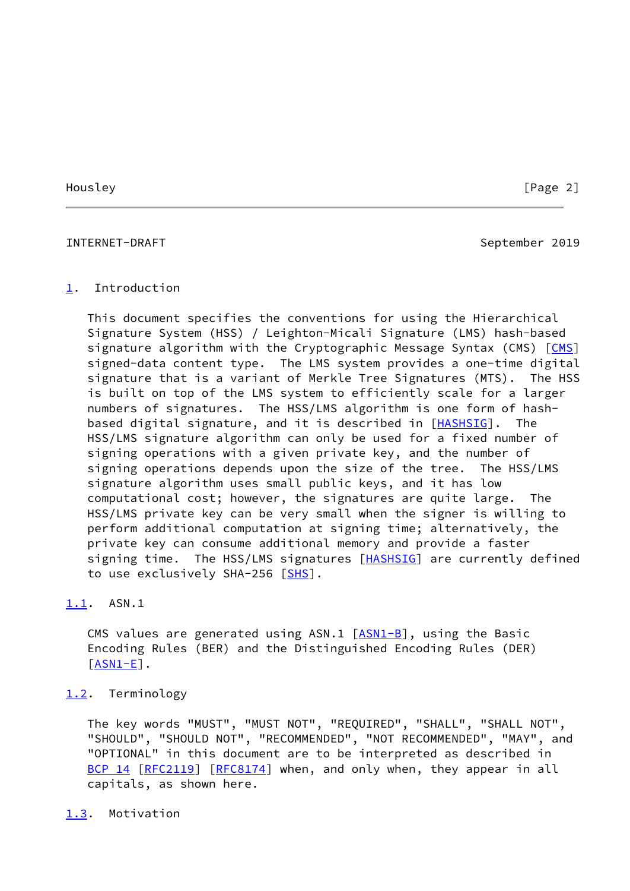## 1. Introduction

This document specifies the conventions for using the Hierarchical Signature System (HSS) / Leighton-Micali Signature (LMS) hash-based signature algorithm with the Cryptographic Message Syntax (CMS) [CMS] signed-data content type. The LMS system provides a one-time digital signature that is a variant of Merkle Tree Signatures (MTS). The HSS is built on top of the LMS system to efficiently scale for a larger numbers of signatures. The HSS/LMS algorithm is one form of hash-based digital signature, and it is described in [HASHSIG]. The HSS/LMS signature algorithm can only be used for a fixed number of signing operations with a given private key, and the number of signing operations depends upon the size of the tree. The HSS/LMS signature algorithm uses small public keys, and it has low computational cost; however, the signatures are quite large. The HSS/LMS private key can be very small when the signer is willing to perform additional computation at signing time; alternatively, the private key can consume additional memory and provide a faster signing time. The HSS/LMS signatures [HASHSIG] are currently defined to use exclusively SHA-256 [SHS].

### 1.1. ASN.1

CMS values are generated using ASN.1 [ASN1-B], using the Basic Encoding Rules (BER) and the Distinguished Encoding Rules (DER) [ASN1-E].

### 1.2. Terminology

The key words "MUST", "MUST NOT", "REQUIRED", "SHALL", "SHALL NOT", "SHOULD", "SHOULD NOT", "RECOMMENDED", "NOT RECOMMENDED", "MAY", and "OPTIONAL" in this document are to be interpreted as described in BCP 14 [RFC2119] [RFC8174] when, and only when, they appear in all capitals, as shown here.

### 1.3. Motivation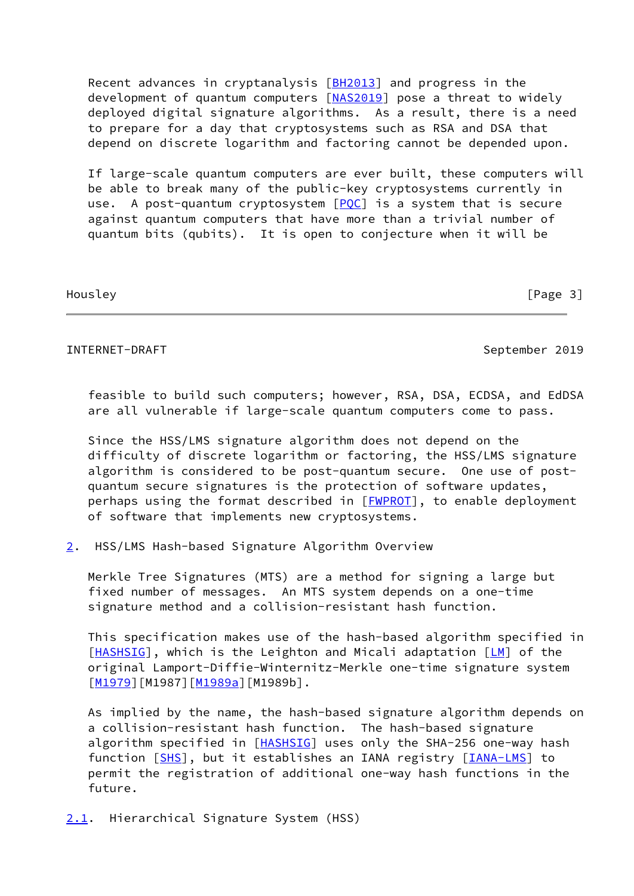Recent advances in cryptanalysis [BH2013] and progress in the development of quantum computers [NAS2019] pose a threat to widely deployed digital signature algorithms. As a result, there is a need to prepare for a day that cryptosystems such as RSA and DSA that depend on discrete logarithm and factoring cannot be depended upon.

If large-scale quantum computers are ever built, these computers will be able to break many of the public-key cryptosystems currently in use. A post-quantum cryptosystem [PQC] is a system that is secure against quantum computers that have more than a trivial number of quantum bits (qubits). It is open to conjecture when it will be feasible to build such computers; however, RSA, DSA, ECDSA, and EdDSA are all vulnerable if large-scale quantum computers come to pass.

Since the HSS/LMS signature algorithm does not depend on the difficulty of discrete logarithm or factoring, the HSS/LMS signature algorithm is considered to be post-quantum secure. One use of post-quantum secure signatures is the protection of software updates, perhaps using the format described in [FWPROT], to enable deployment of software that implements new cryptosystems.

## 2. HSS/LMS Hash-based Signature Algorithm Overview

Merkle Tree Signatures (MTS) are a method for signing a large but fixed number of messages. An MTS system depends on a one-time signature method and a collision-resistant hash function.

This specification makes use of the hash-based algorithm specified in [HASHSIG], which is the Leighton and Micali adaptation [LM] of the original Lamport-Diffie-Winternitz-Merkle one-time signature system [M1979][M1987][M1989a][M1989b].

As implied by the name, the hash-based signature algorithm depends on a collision-resistant hash function. The hash-based signature algorithm specified in [HASHSIG] uses only the SHA-256 one-way hash function [SHS], but it establishes an IANA registry [IANA-LMS] to permit the registration of additional one-way hash functions in the future.

### 2.1. Hierarchical Signature System (HSS)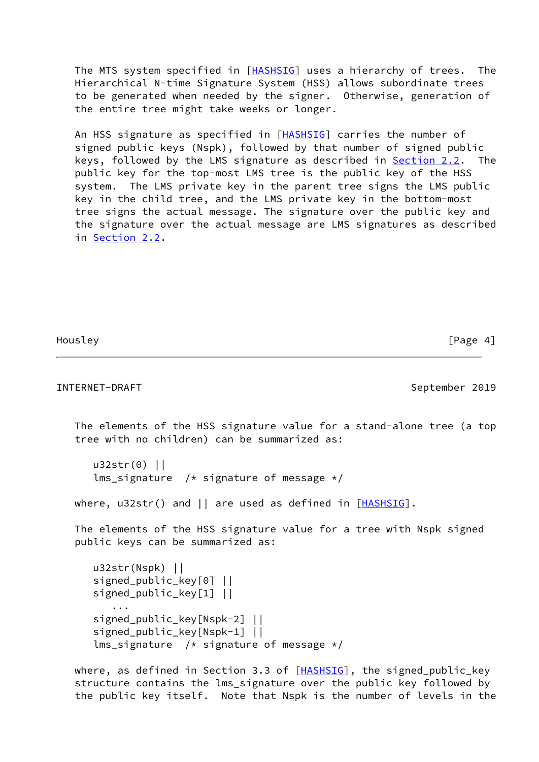The MTS system specified in [HASHSIG] uses a hierarchy of trees. The Hierarchical N-time Signature System (HSS) allows subordinate trees to be generated when needed by the signer. Otherwise, generation of the entire tree might take weeks or longer.

An HSS signature as specified in [HASHSIG] carries the number of signed public keys (Nspk), followed by that number of signed public keys, followed by the LMS signature as described in Section 2.2. The public key for the top-most LMS tree is the public key of the HSS system. The LMS private key in the parent tree signs the LMS public key in the child tree, and the LMS private key in the bottom-most tree signs the actual message. The signature over the public key and the signature over the actual message are LMS signatures as described in Section 2.2.

The elements of the HSS signature value for a stand-alone tree (a top tree with no children) can be summarized as:

```
u32str(0) ||
lms_signature  /* signature of message */
```

where, u32str() and || are used as defined in [HASHSIG].

The elements of the HSS signature value for a tree with Nspk signed public keys can be summarized as:

```
u32str(Nspk) ||
signed_public_key[0] ||
signed_public_key[1] ||
   ...
signed_public_key[Nspk-2] ||
signed_public_key[Nspk-1] ||
lms_signature  /* signature of message */
```

where, as defined in Section 3.3 of [HASHSIG], the signed_public_key structure contains the lms_signature over the public key followed by the public key itself. Note that Nspk is the number of levels in the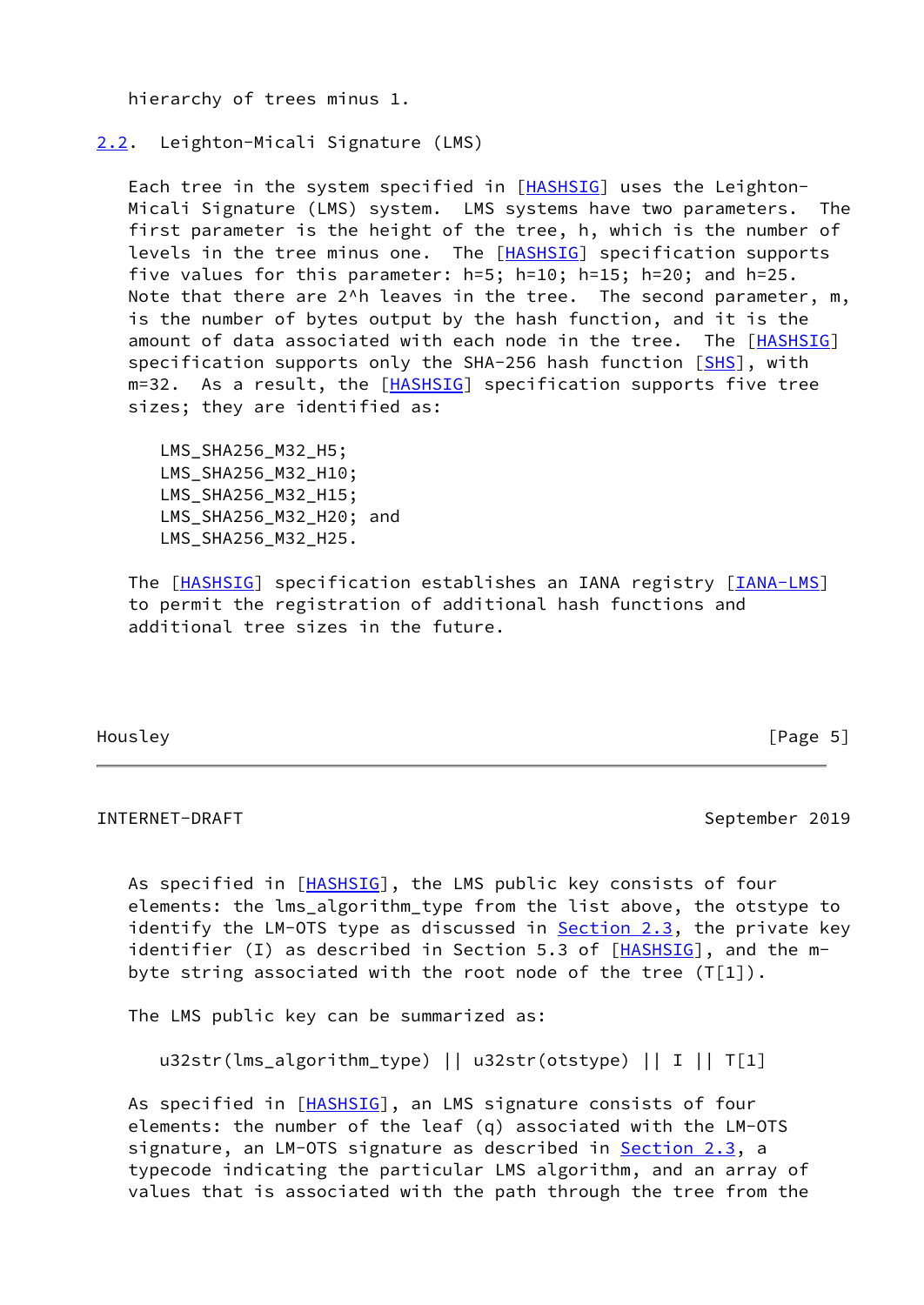hierarchy of trees minus 1.

## 2.2. Leighton-Micali Signature (LMS)

Each tree in the system specified in [HASHSIG] uses the Leighton-Micali Signature (LMS) system. LMS systems have two parameters. The first parameter is the height of the tree, h, which is the number of levels in the tree minus one. The [HASHSIG] specification supports five values for this parameter: h=5; h=10; h=15; h=20; and h=25. Note that there are 2^h leaves in the tree. The second parameter, m, is the number of bytes output by the hash function, and it is the amount of data associated with each node in the tree. The [HASHSIG] specification supports only the SHA-256 hash function [SHS], with m=32. As a result, the [HASHSIG] specification supports five tree sizes; they are identified as:

```
LMS_SHA256_M32_H5;
LMS_SHA256_M32_H10;
LMS_SHA256_M32_H15;
LMS_SHA256_M32_H20; and
LMS_SHA256_M32_H25.
```

The [HASHSIG] specification establishes an IANA registry [IANA-LMS] to permit the registration of additional hash functions and additional tree sizes in the future.

As specified in [HASHSIG], the LMS public key consists of four elements: the lms_algorithm_type from the list above, the otstype to identify the LM-OTS type as discussed in Section 2.3, the private key identifier (I) as described in Section 5.3 of [HASHSIG], and the m-byte string associated with the root node of the tree (T[1]).

The LMS public key can be summarized as:

```
u32str(lms_algorithm_type) || u32str(otstype) || I || T[1]
```

As specified in [HASHSIG], an LMS signature consists of four elements: the number of the leaf (q) associated with the LM-OTS signature, an LM-OTS signature as described in Section 2.3, a typecode indicating the particular LMS algorithm, and an array of values that is associated with the path through the tree from the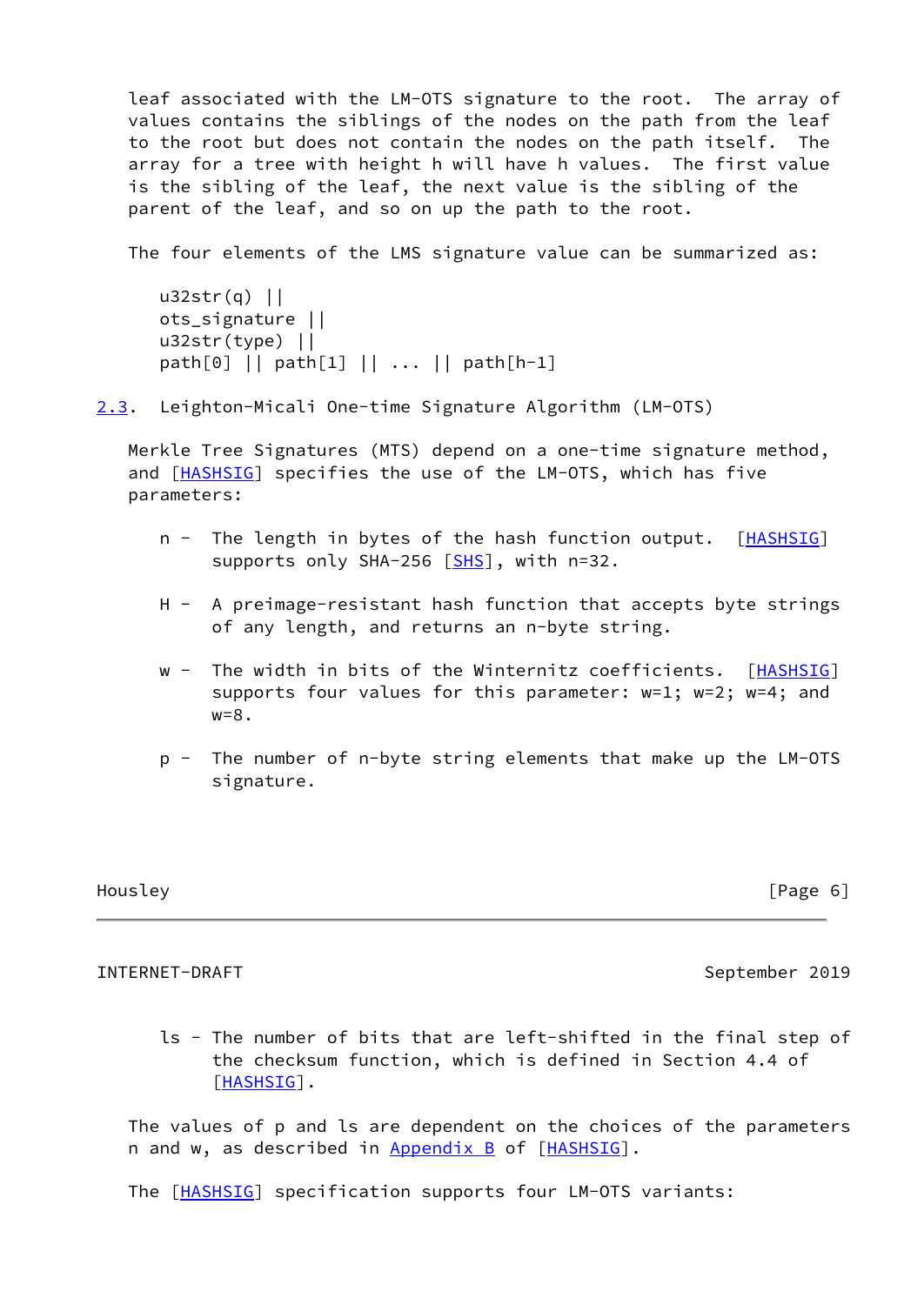leaf associated with the LM-OTS signature to the root. The array of values contains the siblings of the nodes on the path from the leaf to the root but does not contain the nodes on the path itself. The array for a tree with height h will have h values. The first value is the sibling of the leaf, the next value is the sibling of the parent of the leaf, and so on up the path to the root.

The four elements of the LMS signature value can be summarized as:

```
u32str(q) ||
ots_signature ||
u32str(type) ||
path[0] || path[1] || ... || path[h-1]
```

## 2.3. Leighton-Micali One-time Signature Algorithm (LM-OTS)

Merkle Tree Signatures (MTS) depend on a one-time signature method, and [HASHSIG] specifies the use of the LM-OTS, which has five parameters:

- n - The length in bytes of the hash function output. [HASHSIG] supports only SHA-256 [SHS], with n=32.
- H - A preimage-resistant hash function that accepts byte strings of any length, and returns an n-byte string.
- w - The width in bits of the Winternitz coefficients. [HASHSIG] supports four values for this parameter: w=1; w=2; w=4; and w=8.
- p - The number of n-byte string elements that make up the LM-OTS signature.
- ls - The number of bits that are left-shifted in the final step of the checksum function, which is defined in Section 4.4 of [HASHSIG].

The values of p and ls are dependent on the choices of the parameters n and w, as described in Appendix B of [HASHSIG].

The [HASHSIG] specification supports four LM-OTS variants: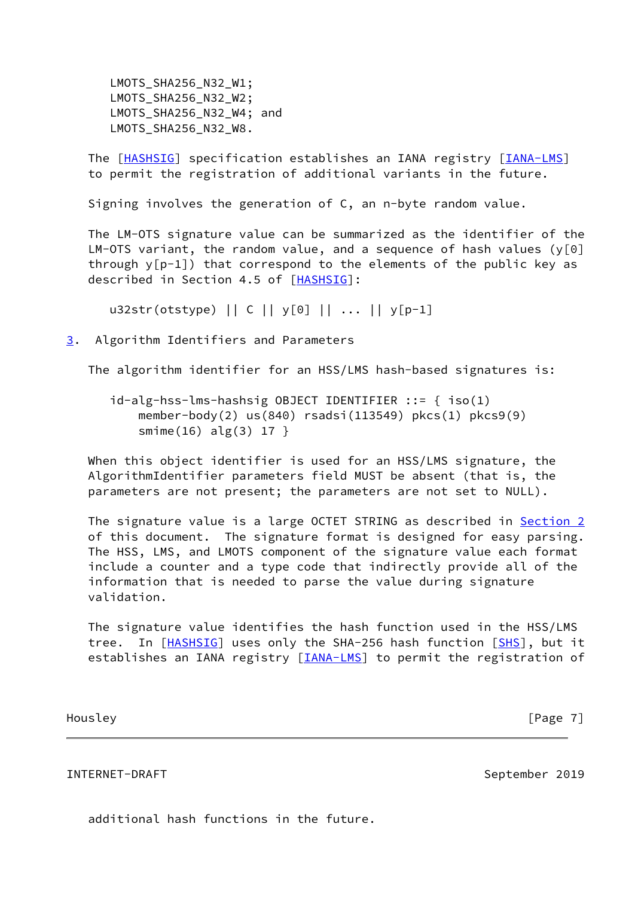```
LMOTS_SHA256_N32_W1;
LMOTS_SHA256_N32_W2;
LMOTS_SHA256_N32_W4; and
LMOTS_SHA256_N32_W8.
```

The [HASHSIG] specification establishes an IANA registry [IANA-LMS] to permit the registration of additional variants in the future.

Signing involves the generation of C, an n-byte random value.

The LM-OTS signature value can be summarized as the identifier of the LM-OTS variant, the random value, and a sequence of hash values (y[0] through y[p-1]) that correspond to the elements of the public key as described in Section 4.5 of [HASHSIG]:

```
u32str(otstype) || C || y[0] || ... || y[p-1]
```

## 3. Algorithm Identifiers and Parameters

The algorithm identifier for an HSS/LMS hash-based signatures is:

```
id-alg-hss-lms-hashsig OBJECT IDENTIFIER ::= { iso(1)
    member-body(2) us(840) rsadsi(113549) pkcs(1) pkcs9(9)
    smime(16) alg(3) 17 }
```

When this object identifier is used for an HSS/LMS signature, the AlgorithmIdentifier parameters field MUST be absent (that is, the parameters are not present; the parameters are not set to NULL).

The signature value is a large OCTET STRING as described in Section 2 of this document. The signature format is designed for easy parsing. The HSS, LMS, and LMOTS component of the signature value each format include a counter and a type code that indirectly provide all of the information that is needed to parse the value during signature validation.

The signature value identifies the hash function used in the HSS/LMS tree. In [HASHSIG] uses only the SHA-256 hash function [SHS], but it establishes an IANA registry [IANA-LMS] to permit the registration of additional hash functions in the future.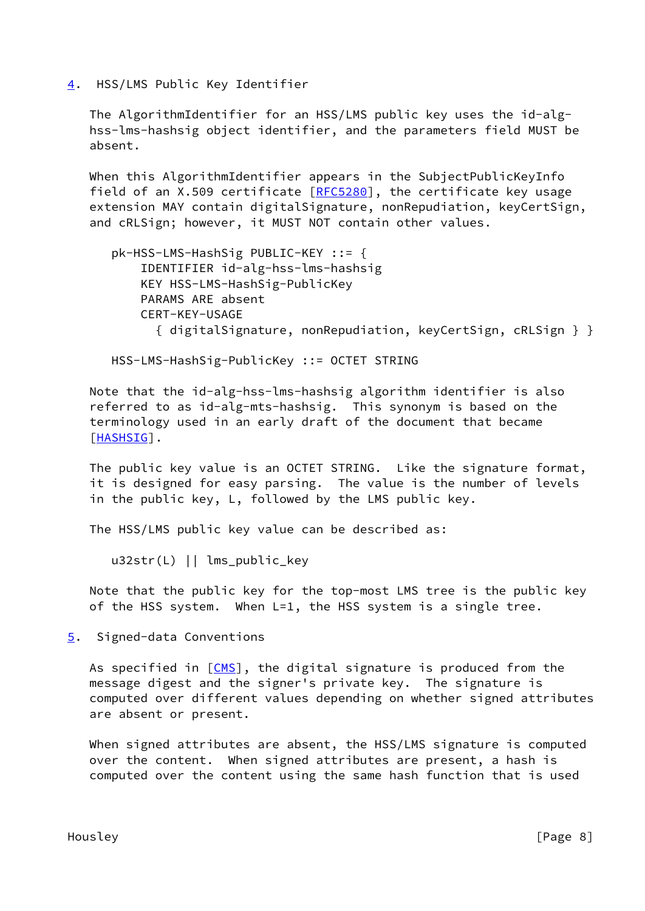## 4. HSS/LMS Public Key Identifier

The AlgorithmIdentifier for an HSS/LMS public key uses the id-alg-hss-lms-hashsig object identifier, and the parameters field MUST be absent.

When this AlgorithmIdentifier appears in the SubjectPublicKeyInfo field of an X.509 certificate [RFC5280], the certificate key usage extension MAY contain digitalSignature, nonRepudiation, keyCertSign, and cRLSign; however, it MUST NOT contain other values.

```
pk-HSS-LMS-HashSig PUBLIC-KEY ::= {
    IDENTIFIER id-alg-hss-lms-hashsig
    KEY HSS-LMS-HashSig-PublicKey
    PARAMS ARE absent
    CERT-KEY-USAGE
      { digitalSignature, nonRepudiation, keyCertSign, cRLSign } }

HSS-LMS-HashSig-PublicKey ::= OCTET STRING
```

Note that the id-alg-hss-lms-hashsig algorithm identifier is also referred to as id-alg-mts-hashsig. This synonym is based on the terminology used in an early draft of the document that became [HASHSIG].

The public key value is an OCTET STRING. Like the signature format, it is designed for easy parsing. The value is the number of levels in the public key, L, followed by the LMS public key.

The HSS/LMS public key value can be described as:

```
u32str(L) || lms_public_key
```

Note that the public key for the top-most LMS tree is the public key of the HSS system. When L=1, the HSS system is a single tree.

## 5. Signed-data Conventions

As specified in [CMS], the digital signature is produced from the message digest and the signer's private key. The signature is computed over different values depending on whether signed attributes are absent or present.

When signed attributes are absent, the HSS/LMS signature is computed over the content. When signed attributes are present, a hash is computed over the content using the same hash function that is used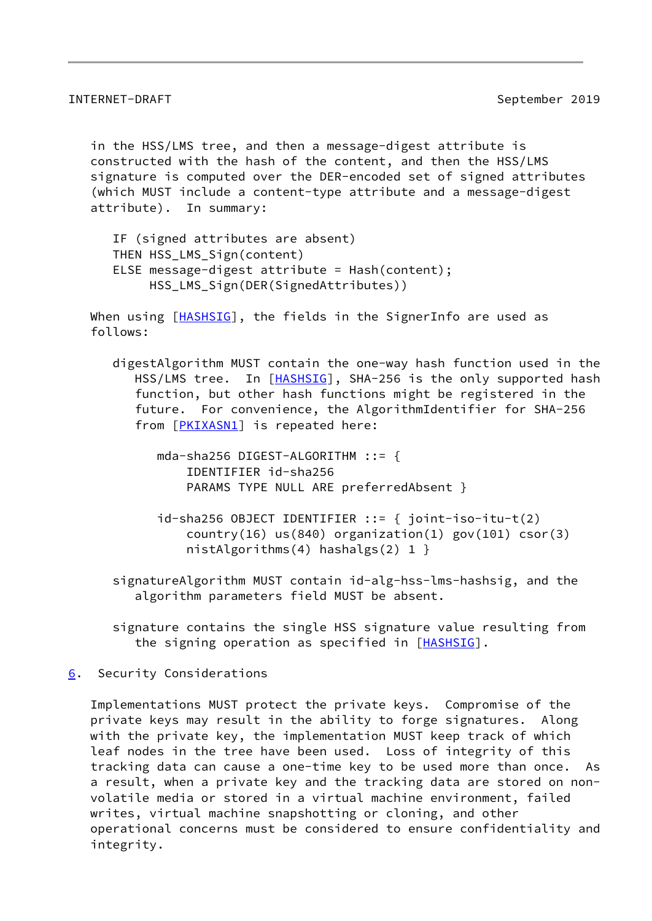in the HSS/LMS tree, and then a message-digest attribute is constructed with the hash of the content, and then the HSS/LMS signature is computed over the DER-encoded set of signed attributes (which MUST include a content-type attribute and a message-digest attribute). In summary:

```
IF (signed attributes are absent)
THEN HSS_LMS_Sign(content)
ELSE message-digest attribute = Hash(content);
     HSS_LMS_Sign(DER(SignedAttributes))
```

When using [HASHSIG], the fields in the SignerInfo are used as follows:

digestAlgorithm MUST contain the one-way hash function used in the HSS/LMS tree. In [HASHSIG], SHA-256 is the only supported hash function, but other hash functions might be registered in the future. For convenience, the AlgorithmIdentifier for SHA-256 from [PKIXASN1] is repeated here:

```
mda-sha256 DIGEST-ALGORITHM ::= {
    IDENTIFIER id-sha256
    PARAMS TYPE NULL ARE preferredAbsent }

id-sha256 OBJECT IDENTIFIER ::= { joint-iso-itu-t(2)
    country(16) us(840) organization(1) gov(101) csor(3)
    nistAlgorithms(4) hashalgs(2) 1 }
```

signatureAlgorithm MUST contain id-alg-hss-lms-hashsig, and the algorithm parameters field MUST be absent.

signature contains the single HSS signature value resulting from the signing operation as specified in [HASHSIG].

## 6. Security Considerations

Implementations MUST protect the private keys. Compromise of the private keys may result in the ability to forge signatures. Along with the private key, the implementation MUST keep track of which leaf nodes in the tree have been used. Loss of integrity of this tracking data can cause a one-time key to be used more than once. As a result, when a private key and the tracking data are stored on non-volatile media or stored in a virtual machine environment, failed writes, virtual machine snapshotting or cloning, and other operational concerns must be considered to ensure confidentiality and integrity.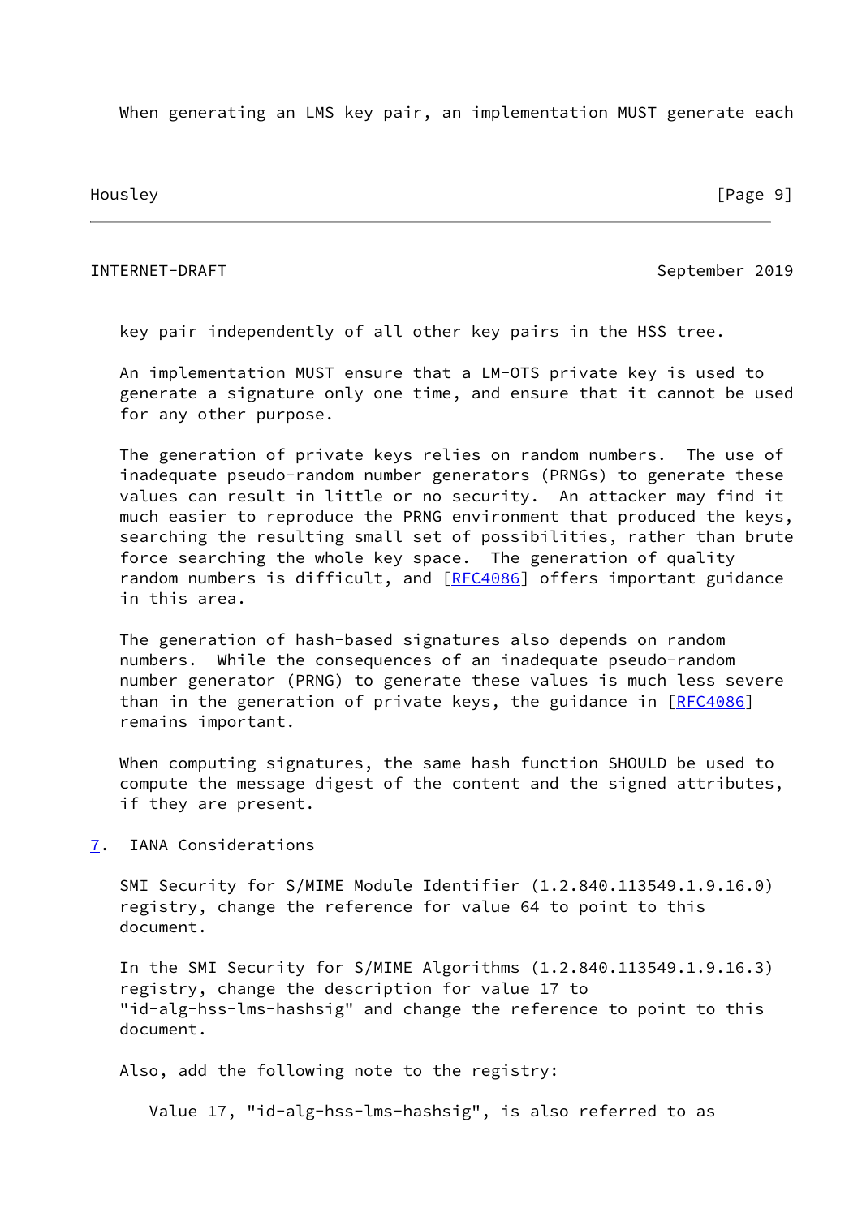When generating an LMS key pair, an implementation MUST generate each key pair independently of all other key pairs in the HSS tree.

An implementation MUST ensure that a LM-OTS private key is used to generate a signature only one time, and ensure that it cannot be used for any other purpose.

The generation of private keys relies on random numbers. The use of inadequate pseudo-random number generators (PRNGs) to generate these values can result in little or no security. An attacker may find it much easier to reproduce the PRNG environment that produced the keys, searching the resulting small set of possibilities, rather than brute force searching the whole key space. The generation of quality random numbers is difficult, and [RFC4086] offers important guidance in this area.

The generation of hash-based signatures also depends on random numbers. While the consequences of an inadequate pseudo-random number generator (PRNG) to generate these values is much less severe than in the generation of private keys, the guidance in [RFC4086] remains important.

When computing signatures, the same hash function SHOULD be used to compute the message digest of the content and the signed attributes, if they are present.

## 7. IANA Considerations

SMI Security for S/MIME Module Identifier (1.2.840.113549.1.9.16.0) registry, change the reference for value 64 to point to this document.

In the SMI Security for S/MIME Algorithms (1.2.840.113549.1.9.16.3) registry, change the description for value 17 to "id-alg-hss-lms-hashsig" and change the reference to point to this document.

Also, add the following note to the registry:

Value 17, "id-alg-hss-lms-hashsig", is also referred to as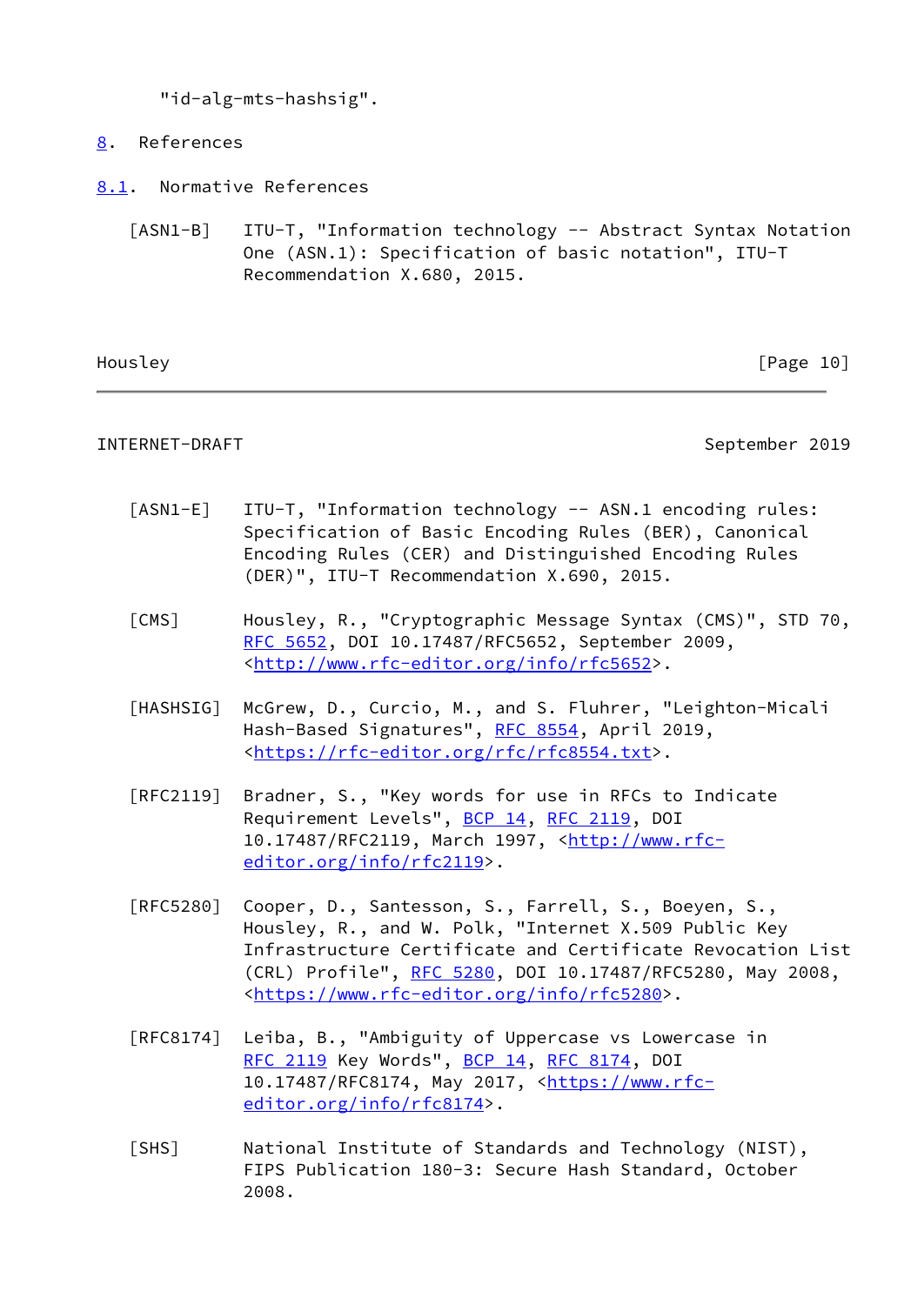"id-alg-mts-hashsig".

## 8. References

### 8.1. Normative References

[ASN1-B] ITU-T, "Information technology -- Abstract Syntax Notation One (ASN.1): Specification of basic notation", ITU-T Recommendation X.680, 2015.

[ASN1-E] ITU-T, "Information technology -- ASN.1 encoding rules: Specification of Basic Encoding Rules (BER), Canonical Encoding Rules (CER) and Distinguished Encoding Rules (DER)", ITU-T Recommendation X.690, 2015.

[CMS] Housley, R., "Cryptographic Message Syntax (CMS)", STD 70, RFC 5652, DOI 10.17487/RFC5652, September 2009, <http://www.rfc-editor.org/info/rfc5652>.

[HASHSIG] McGrew, D., Curcio, M., and S. Fluhrer, "Leighton-Micali Hash-Based Signatures", RFC 8554, April 2019, <https://rfc-editor.org/rfc/rfc8554.txt>.

[RFC2119] Bradner, S., "Key words for use in RFCs to Indicate Requirement Levels", BCP 14, RFC 2119, DOI 10.17487/RFC2119, March 1997, <http://www.rfc-editor.org/info/rfc2119>.

[RFC5280] Cooper, D., Santesson, S., Farrell, S., Boeyen, S., Housley, R., and W. Polk, "Internet X.509 Public Key Infrastructure Certificate and Certificate Revocation List (CRL) Profile", RFC 5280, DOI 10.17487/RFC5280, May 2008, <https://www.rfc-editor.org/info/rfc5280>.

[RFC8174] Leiba, B., "Ambiguity of Uppercase vs Lowercase in RFC 2119 Key Words", BCP 14, RFC 8174, DOI 10.17487/RFC8174, May 2017, <https://www.rfc-editor.org/info/rfc8174>.

[SHS] National Institute of Standards and Technology (NIST), FIPS Publication 180-3: Secure Hash Standard, October 2008.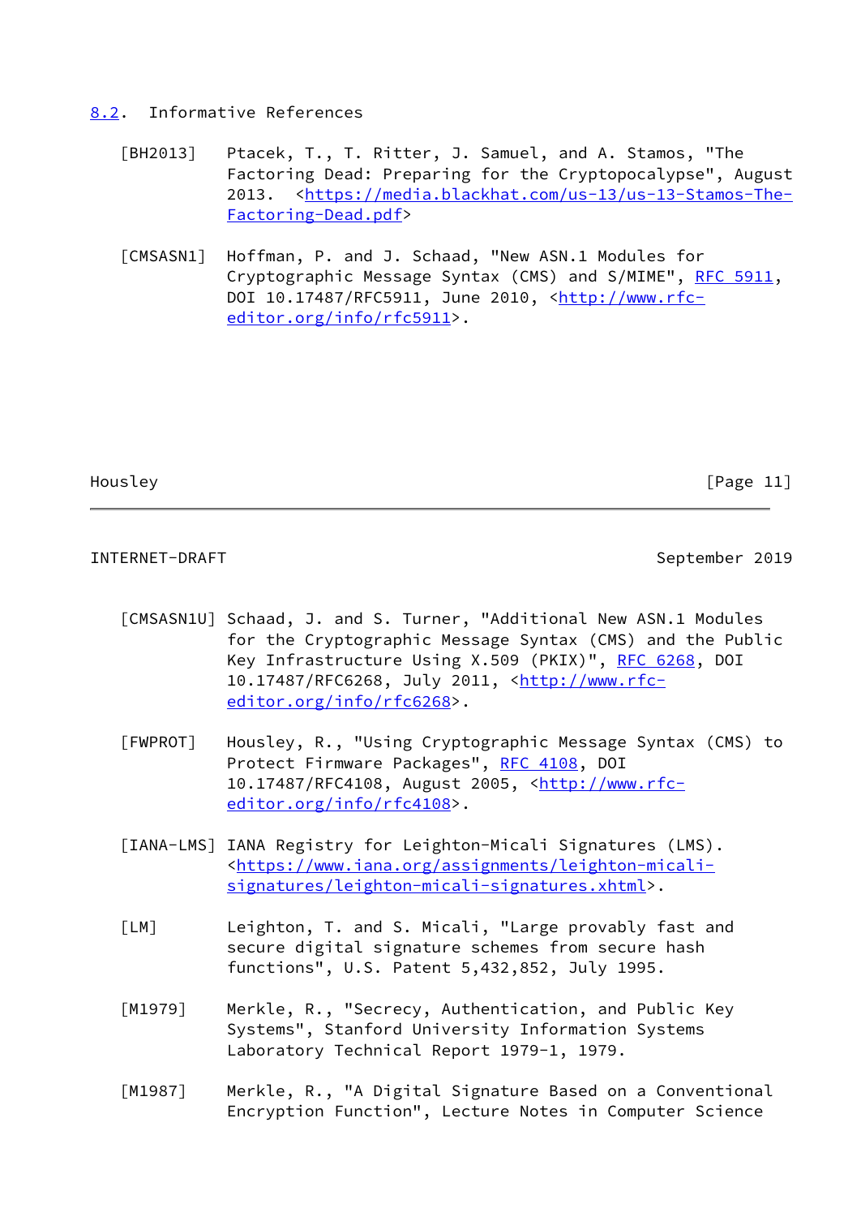## 8.2. Informative References

[BH2013] Ptacek, T., T. Ritter, J. Samuel, and A. Stamos, "The Factoring Dead: Preparing for the Cryptopocalypse", August 2013. <https://media.blackhat.com/us-13/us-13-Stamos-The-Factoring-Dead.pdf>

[CMSASN1] Hoffman, P. and J. Schaad, "New ASN.1 Modules for Cryptographic Message Syntax (CMS) and S/MIME", RFC 5911, DOI 10.17487/RFC5911, June 2010, <http://www.rfc-editor.org/info/rfc5911>.

[CMSASN1U] Schaad, J. and S. Turner, "Additional New ASN.1 Modules for the Cryptographic Message Syntax (CMS) and the Public Key Infrastructure Using X.509 (PKIX)", RFC 6268, DOI 10.17487/RFC6268, July 2011, <http://www.rfc-editor.org/info/rfc6268>.

[FWPROT] Housley, R., "Using Cryptographic Message Syntax (CMS) to Protect Firmware Packages", RFC 4108, DOI 10.17487/RFC4108, August 2005, <http://www.rfc-editor.org/info/rfc4108>.

[IANA-LMS] IANA Registry for Leighton-Micali Signatures (LMS). <https://www.iana.org/assignments/leighton-micali-signatures/leighton-micali-signatures.xhtml>.

[LM] Leighton, T. and S. Micali, "Large provably fast and secure digital signature schemes from secure hash functions", U.S. Patent 5,432,852, July 1995.

[M1979] Merkle, R., "Secrecy, Authentication, and Public Key Systems", Stanford University Information Systems Laboratory Technical Report 1979-1, 1979.

[M1987] Merkle, R., "A Digital Signature Based on a Conventional Encryption Function", Lecture Notes in Computer Science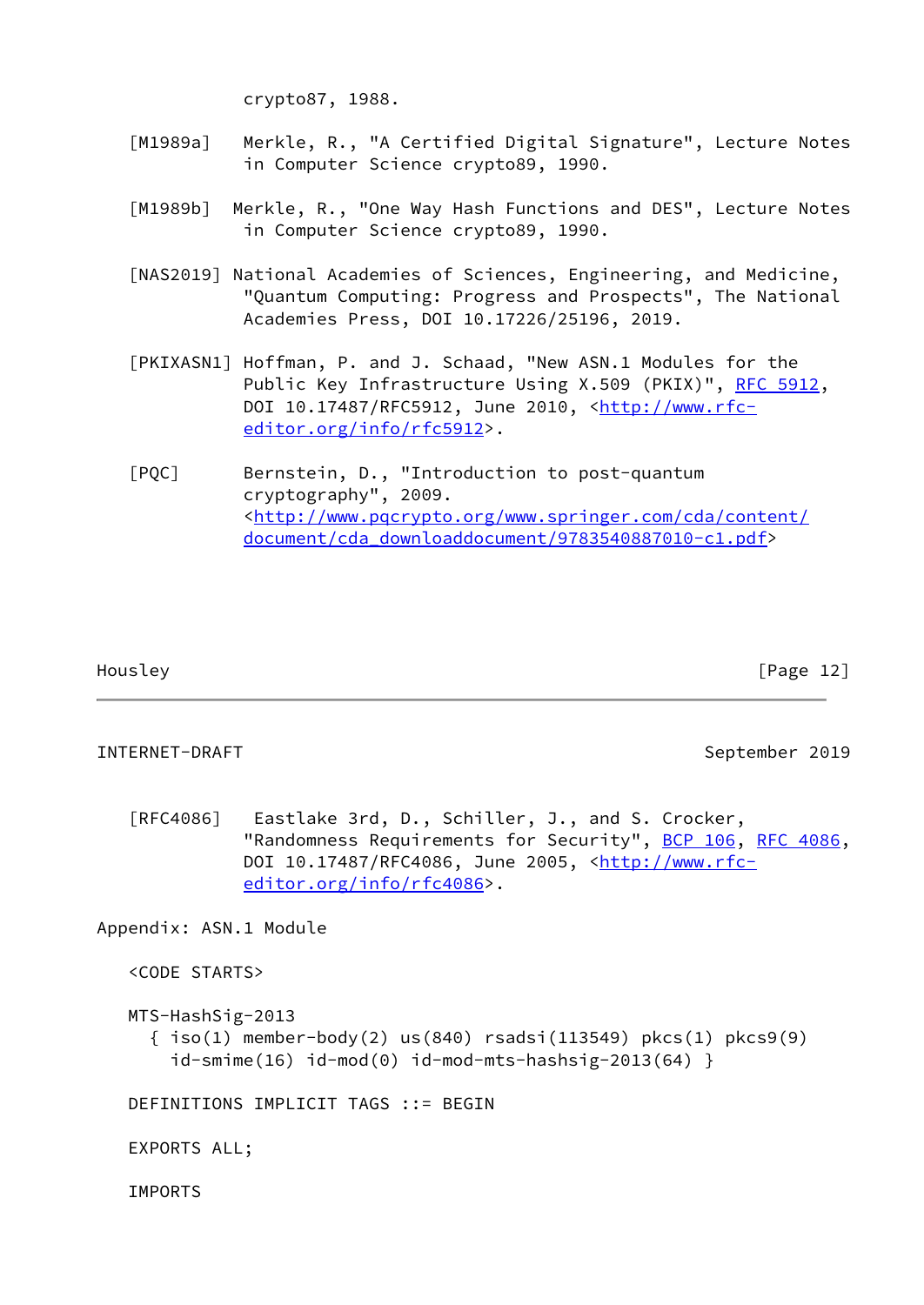crypto87, 1988.

[M1989a] Merkle, R., "A Certified Digital Signature", Lecture Notes in Computer Science crypto89, 1990.

[M1989b] Merkle, R., "One Way Hash Functions and DES", Lecture Notes in Computer Science crypto89, 1990.

[NAS2019] National Academies of Sciences, Engineering, and Medicine, "Quantum Computing: Progress and Prospects", The National Academies Press, DOI 10.17226/25196, 2019.

[PKIXASN1] Hoffman, P. and J. Schaad, "New ASN.1 Modules for the Public Key Infrastructure Using X.509 (PKIX)", RFC 5912, DOI 10.17487/RFC5912, June 2010, <http://www.rfc-editor.org/info/rfc5912>.

[PQC] Bernstein, D., "Introduction to post-quantum cryptography", 2009. <http://www.pqcrypto.org/www.springer.com/cda/content/document/cda_downloaddocument/9783540887010-c1.pdf>

[RFC4086] Eastlake 3rd, D., Schiller, J., and S. Crocker, "Randomness Requirements for Security", BCP 106, RFC 4086, DOI 10.17487/RFC4086, June 2005, <http://www.rfc-editor.org/info/rfc4086>.

## Appendix: ASN.1 Module

```
<CODE STARTS>

MTS-HashSig-2013
  { iso(1) member-body(2) us(840) rsadsi(113549) pkcs(1) pkcs9(9)
    id-smime(16) id-mod(0) id-mod-mts-hashsig-2013(64) }

DEFINITIONS IMPLICIT TAGS ::= BEGIN

EXPORTS ALL;

IMPORTS
```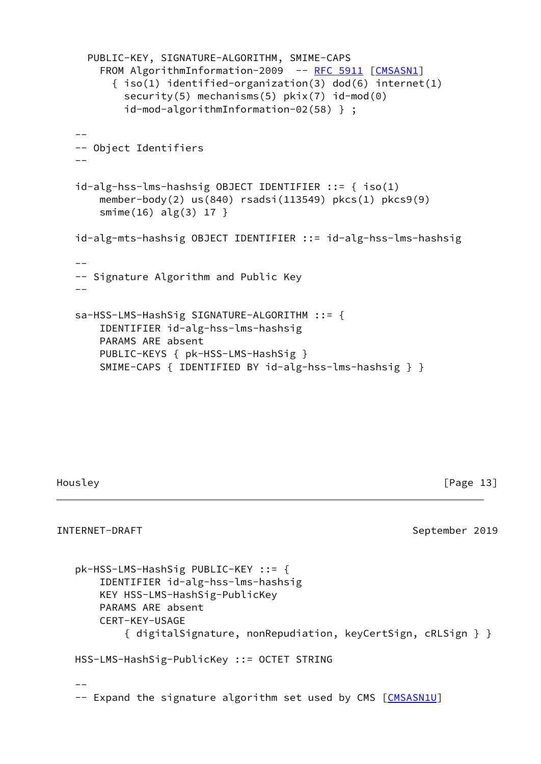```
     PUBLIC-KEY, SIGNATURE-ALGORITHM, SMIME-CAPS
       FROM AlgorithmInformation-2009  -- RFC 5911 [CMSASN1]
         { iso(1) identified-organization(3) dod(6) internet(1)
           security(5) mechanisms(5) pkix(7) id-mod(0)
           id-mod-algorithmInformation-02(58) } ;

   --
   -- Object Identifiers
   --

   id-alg-hss-lms-hashsig OBJECT IDENTIFIER ::= { iso(1)
       member-body(2) us(840) rsadsi(113549) pkcs(1) pkcs9(9)
       smime(16) alg(3) 17 }

   id-alg-mts-hashsig OBJECT IDENTIFIER ::= id-alg-hss-lms-hashsig

   --
   -- Signature Algorithm and Public Key
   --

   sa-HSS-LMS-HashSig SIGNATURE-ALGORITHM ::= {
       IDENTIFIER id-alg-hss-lms-hashsig
       PARAMS ARE absent
       PUBLIC-KEYS { pk-HSS-LMS-HashSig }
       SMIME-CAPS { IDENTIFIED BY id-alg-hss-lms-hashsig } }

   pk-HSS-LMS-HashSig PUBLIC-KEY ::= {
       IDENTIFIER id-alg-hss-lms-hashsig
       KEY HSS-LMS-HashSig-PublicKey
       PARAMS ARE absent
       CERT-KEY-USAGE
           { digitalSignature, nonRepudiation, keyCertSign, cRLSign } }

   HSS-LMS-HashSig-PublicKey ::= OCTET STRING

   --
   -- Expand the signature algorithm set used by CMS [CMSASN1U]
```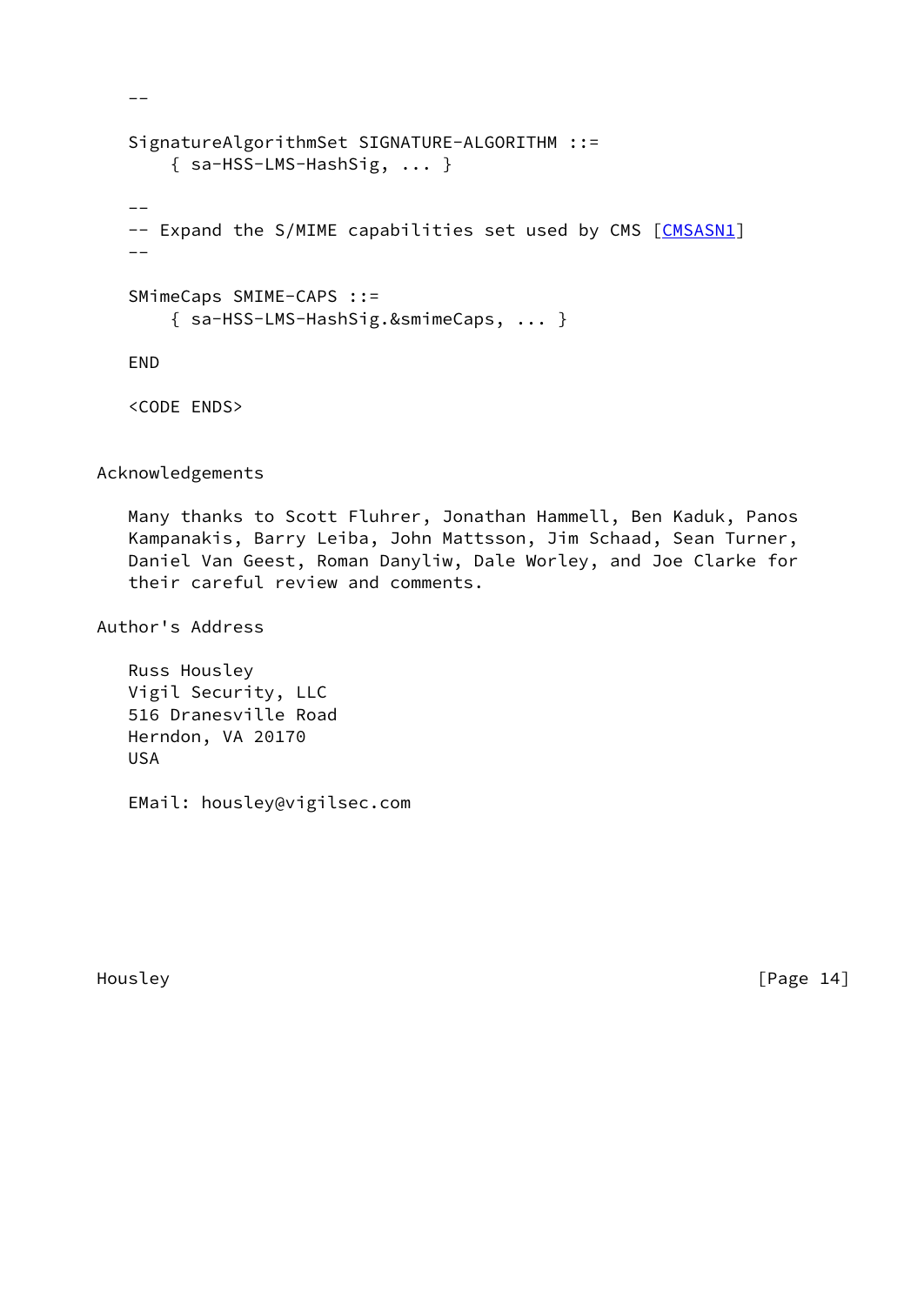```
--

SignatureAlgorithmSet SIGNATURE-ALGORITHM ::=
    { sa-HSS-LMS-HashSig, ... }

--
-- Expand the S/MIME capabilities set used by CMS [CMSASN1]
--

SMimeCaps SMIME-CAPS ::=
    { sa-HSS-LMS-HashSig.&smimeCaps, ... }

END

<CODE ENDS>
```

## Acknowledgements

Many thanks to Scott Fluhrer, Jonathan Hammell, Ben Kaduk, Panos Kampanakis, Barry Leiba, John Mattsson, Jim Schaad, Sean Turner, Daniel Van Geest, Roman Danyliw, Dale Worley, and Joe Clarke for their careful review and comments.

## Author's Address

Russ Housley
Vigil Security, LLC
516 Dranesville Road
Herndon, VA 20170
USA

EMail: housley@vigilsec.com